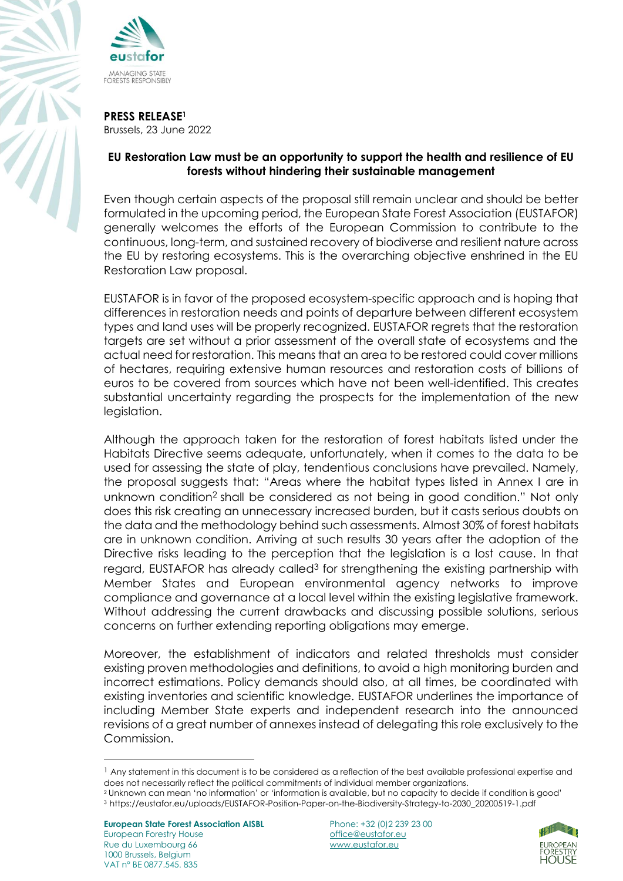**PRESS RELEASE**[1]
Brussels, 23 June 2022

**EU Restoration Law must be an opportunity to support the health and resilience of EU forests without hindering their sustainable management**

Even though certain aspects of the proposal still remain unclear and should be better formulated in the upcoming period, the European State Forest Association (EUSTAFOR) generally welcomes the efforts of the European Commission to contribute to the continuous, long-term, and sustained recovery of biodiverse and resilient nature across the EU by restoring ecosystems. This is the overarching objective enshrined in the EU Restoration Law proposal.

EUSTAFOR is in favor of the proposed ecosystem-specific approach and is hoping that differences in restoration needs and points of departure between different ecosystem types and land uses will be properly recognized. EUSTAFOR regrets that the restoration targets are set without a prior assessment of the overall state of ecosystems and the actual need for restoration. This means that an area to be restored could cover millions of hectares, requiring extensive human resources and restoration costs of billions of euros to be covered from sources which have not been well-identified. This creates substantial uncertainty regarding the prospects for the implementation of the new legislation.

Although the approach taken for the restoration of forest habitats listed under the Habitats Directive seems adequate, unfortunately, when it comes to the data to be used for assessing the state of play, tendentious conclusions have prevailed. Namely, the proposal suggests that: "Areas where the habitat types listed in Annex I are in unknown condition[2] shall be considered as not being in good condition." Not only does this risk creating an unnecessary increased burden, but it casts serious doubts on the data and the methodology behind such assessments. Almost 30% of forest habitats are in unknown condition. Arriving at such results 30 years after the adoption of the Directive risks leading to the perception that the legislation is a lost cause. In that regard, EUSTAFOR has already called[3] for strengthening the existing partnership with Member States and European environmental agency networks to improve compliance and governance at a local level within the existing legislative framework. Without addressing the current drawbacks and discussing possible solutions, serious concerns on further extending reporting obligations may emerge.

Moreover, the establishment of indicators and related thresholds must consider existing proven methodologies and definitions, to avoid a high monitoring burden and incorrect estimations. Policy demands should also, at all times, be coordinated with existing inventories and scientific knowledge. EUSTAFOR underlines the importance of including Member State experts and independent research into the announced revisions of a great number of annexes instead of delegating this role exclusively to the Commission.

---

[1] Any statement in this document is to be considered as a reflection of the best available professional expertise and does not necessarily reflect the political commitments of individual member organizations.

[2] Unknown can mean 'no information' or 'information is available, but no capacity to decide if condition is good'

[3] https://eustafor.eu/uploads/EUSTAFOR-Position-Paper-on-the-Biodiversity-Strategy-to-2030_20200519-1.pdf

**European State Forest Association AISBL**
European Forestry House
Rue du Luxembourg 66
1000 Brussels, Belgium
VAT n° BE 0877.545. 835

Phone: +32 (0)2 239 23 00
office@eustafor.eu
www.eustafor.eu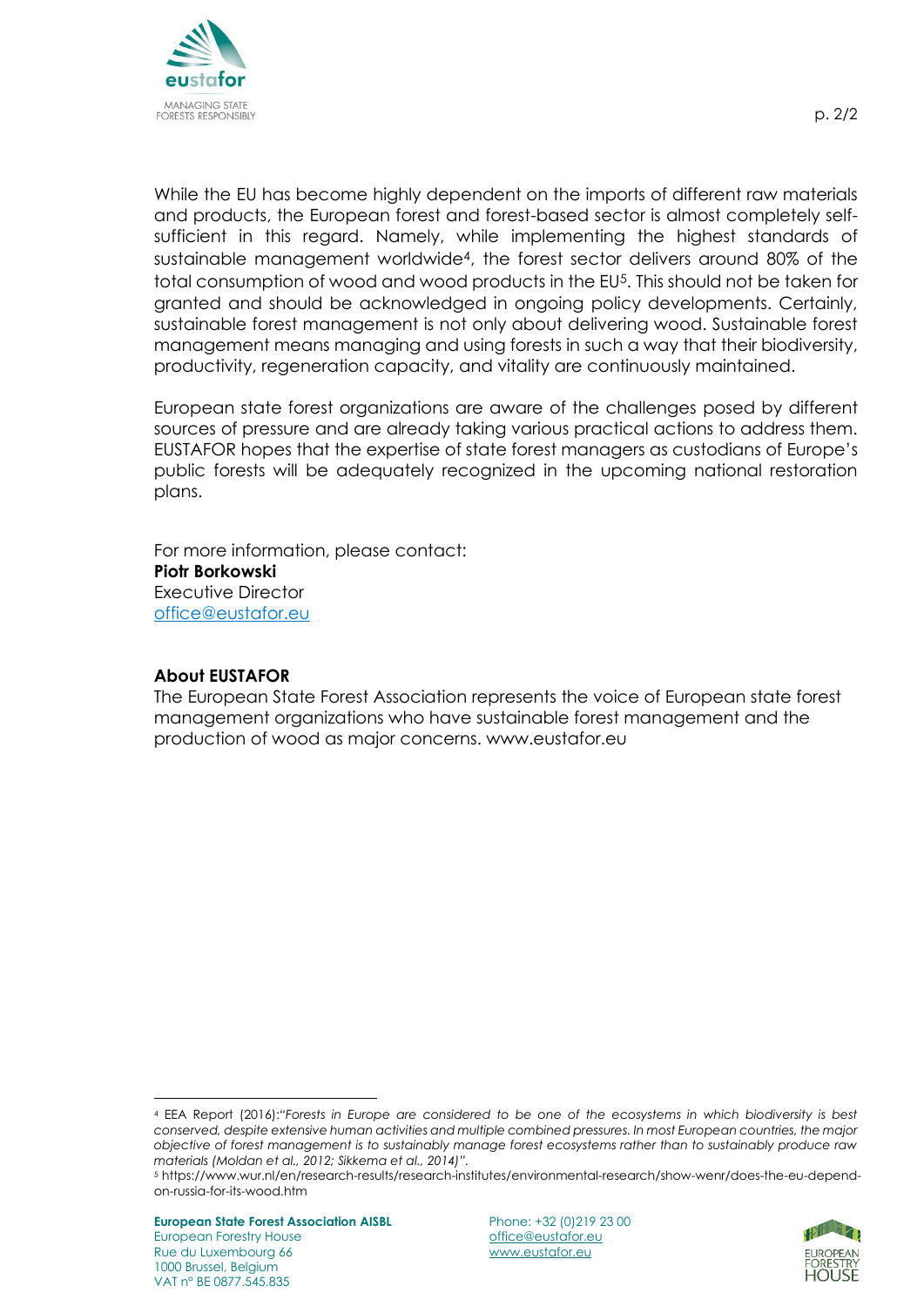While the EU has become highly dependent on the imports of different raw materials and products, the European forest and forest-based sector is almost completely self-sufficient in this regard. Namely, while implementing the highest standards of sustainable management worldwide[4], the forest sector delivers around 80% of the total consumption of wood and wood products in the EU[5]. This should not be taken for granted and should be acknowledged in ongoing policy developments. Certainly, sustainable forest management is not only about delivering wood. Sustainable forest management means managing and using forests in such a way that their biodiversity, productivity, regeneration capacity, and vitality are continuously maintained.

European state forest organizations are aware of the challenges posed by different sources of pressure and are already taking various practical actions to address them. EUSTAFOR hopes that the expertise of state forest managers as custodians of Europe's public forests will be adequately recognized in the upcoming national restoration plans.

For more information, please contact:
**Piotr Borkowski**
Executive Director
office@eustafor.eu

**About EUSTAFOR**

The European State Forest Association represents the voice of European state forest management organizations who have sustainable forest management and the production of wood as major concerns. www.eustafor.eu

---

[4] EEA Report (2016):*"Forests in Europe are considered to be one of the ecosystems in which biodiversity is best conserved, despite extensive human activities and multiple combined pressures. In most European countries, the major objective of forest management is to sustainably manage forest ecosystems rather than to sustainably produce raw materials (Moldan et al., 2012; Sikkema et al., 2014)".*

[5] https://www.wur.nl/en/research-results/research-institutes/environmental-research/show-wenr/does-the-eu-depend-on-russia-for-its-wood.htm

**European State Forest Association AISBL**
European Forestry House
Rue du Luxembourg 66
1000 Brussel, Belgium
VAT n° BE 0877.545.835

Phone: +32 (0)219 23 00
office@eustafor.eu
www.eustafor.eu